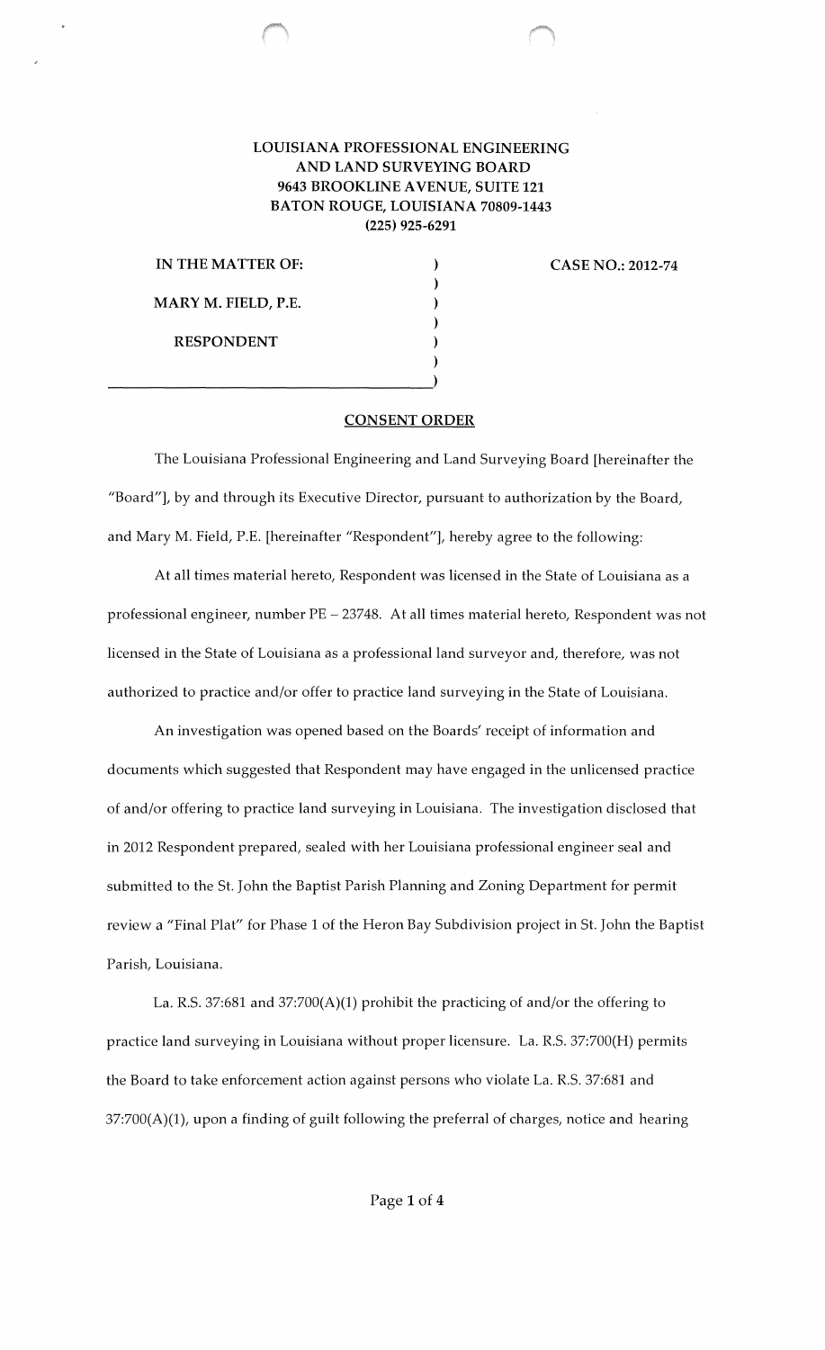**LOUISIANA PROFESSIONAL ENGINEERING**
**AND LAND SURVEYING BOARD**
**9643 BROOKLINE AVENUE, SUITE 121**
**BATON ROUGE, LOUISIANA 70809-1443**
**(225) 925-6291**

| | | |
|---|---|---|
| **IN THE MATTER OF:** | ) | **CASE NO.: 2012-74** |
| | ) | |
| **MARY M. FIELD, P.E.** | ) | |
| | ) | |
| **RESPONDENT** | ) | |
| | ) | |
| | ) | |

## CONSENT ORDER

The Louisiana Professional Engineering and Land Surveying Board [hereinafter the "Board"], by and through its Executive Director, pursuant to authorization by the Board, and Mary M. Field, P.E. [hereinafter "Respondent"], hereby agree to the following:

At all times material hereto, Respondent was licensed in the State of Louisiana as a professional engineer, number PE – 23748. At all times material hereto, Respondent was not licensed in the State of Louisiana as a professional land surveyor and, therefore, was not authorized to practice and/or offer to practice land surveying in the State of Louisiana.

An investigation was opened based on the Boards' receipt of information and documents which suggested that Respondent may have engaged in the unlicensed practice of and/or offering to practice land surveying in Louisiana. The investigation disclosed that in 2012 Respondent prepared, sealed with her Louisiana professional engineer seal and submitted to the St. John the Baptist Parish Planning and Zoning Department for permit review a "Final Plat" for Phase 1 of the Heron Bay Subdivision project in St. John the Baptist Parish, Louisiana.

La. R.S. 37:681 and 37:700(A)(1) prohibit the practicing of and/or the offering to practice land surveying in Louisiana without proper licensure. La. R.S. 37:700(H) permits the Board to take enforcement action against persons who violate La. R.S. 37:681 and 37:700(A)(1), upon a finding of guilt following the preferral of charges, notice and hearing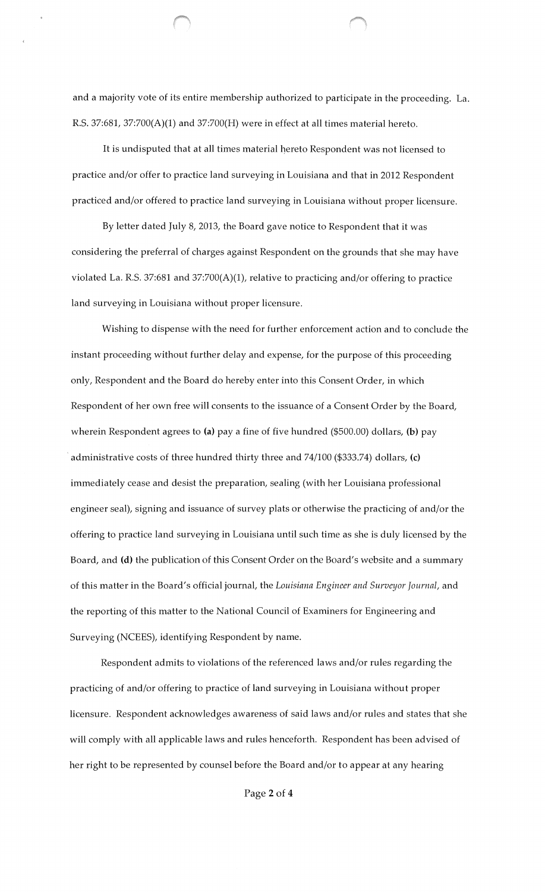and a majority vote of its entire membership authorized to participate in the proceeding. La. R.S. 37:681, 37:700(A)(1) and 37:700(H) were in effect at all times material hereto.

It is undisputed that at all times material hereto Respondent was not licensed to practice and/or offer to practice land surveying in Louisiana and that in 2012 Respondent practiced and/or offered to practice land surveying in Louisiana without proper licensure.

By letter dated July 8, 2013, the Board gave notice to Respondent that it was considering the preferral of charges against Respondent on the grounds that she may have violated La. R.S. 37:681 and 37:700(A)(1), relative to practicing and/or offering to practice land surveying in Louisiana without proper licensure.

Wishing to dispense with the need for further enforcement action and to conclude the instant proceeding without further delay and expense, for the purpose of this proceeding only, Respondent and the Board do hereby enter into this Consent Order, in which Respondent of her own free will consents to the issuance of a Consent Order by the Board, wherein Respondent agrees to **(a)** pay a fine of five hundred ($500.00) dollars, **(b)** pay administrative costs of three hundred thirty three and 74/100 ($333.74) dollars, **(c)** immediately cease and desist the preparation, sealing (with her Louisiana professional engineer seal), signing and issuance of survey plats or otherwise the practicing of and/or the offering to practice land surveying in Louisiana until such time as she is duly licensed by the Board, and **(d)** the publication of this Consent Order on the Board's website and a summary of this matter in the Board's official journal, the *Louisiana Engineer and Surveyor Journal*, and the reporting of this matter to the National Council of Examiners for Engineering and Surveying (NCEES), identifying Respondent by name.

Respondent admits to violations of the referenced laws and/or rules regarding the practicing of and/or offering to practice of land surveying in Louisiana without proper licensure. Respondent acknowledges awareness of said laws and/or rules and states that she will comply with all applicable laws and rules henceforth. Respondent has been advised of her right to be represented by counsel before the Board and/or to appear at any hearing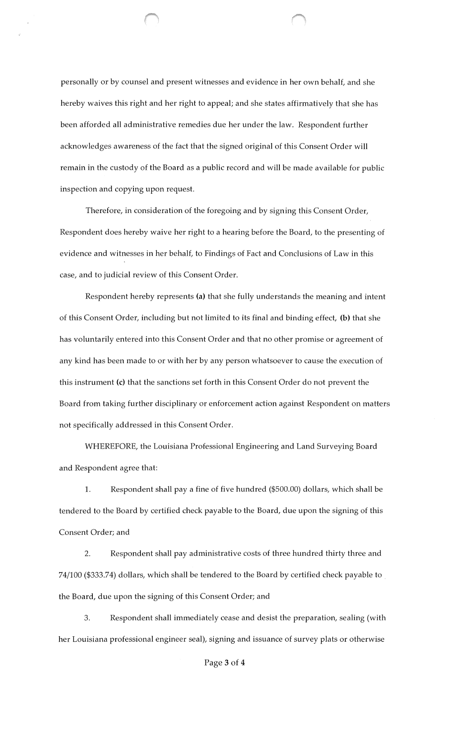personally or by counsel and present witnesses and evidence in her own behalf, and she hereby waives this right and her right to appeal; and she states affirmatively that she has been afforded all administrative remedies due her under the law. Respondent further acknowledges awareness of the fact that the signed original of this Consent Order will remain in the custody of the Board as a public record and will be made available for public inspection and copying upon request.

Therefore, in consideration of the foregoing and by signing this Consent Order, Respondent does hereby waive her right to a hearing before the Board, to the presenting of evidence and witnesses in her behalf, to Findings of Fact and Conclusions of Law in this case, and to judicial review of this Consent Order.

Respondent hereby represents **(a)** that she fully understands the meaning and intent of this Consent Order, including but not limited to its final and binding effect, **(b)** that she has voluntarily entered into this Consent Order and that no other promise or agreement of any kind has been made to or with her by any person whatsoever to cause the execution of this instrument **(c)** that the sanctions set forth in this Consent Order do not prevent the Board from taking further disciplinary or enforcement action against Respondent on matters not specifically addressed in this Consent Order.

WHEREFORE, the Louisiana Professional Engineering and Land Surveying Board and Respondent agree that:

1. Respondent shall pay a fine of five hundred ($500.00) dollars, which shall be tendered to the Board by certified check payable to the Board, due upon the signing of this Consent Order; and

2. Respondent shall pay administrative costs of three hundred thirty three and 74/100 ($333.74) dollars, which shall be tendered to the Board by certified check payable to the Board, due upon the signing of this Consent Order; and

3. Respondent shall immediately cease and desist the preparation, sealing (with her Louisiana professional engineer seal), signing and issuance of survey plats or otherwise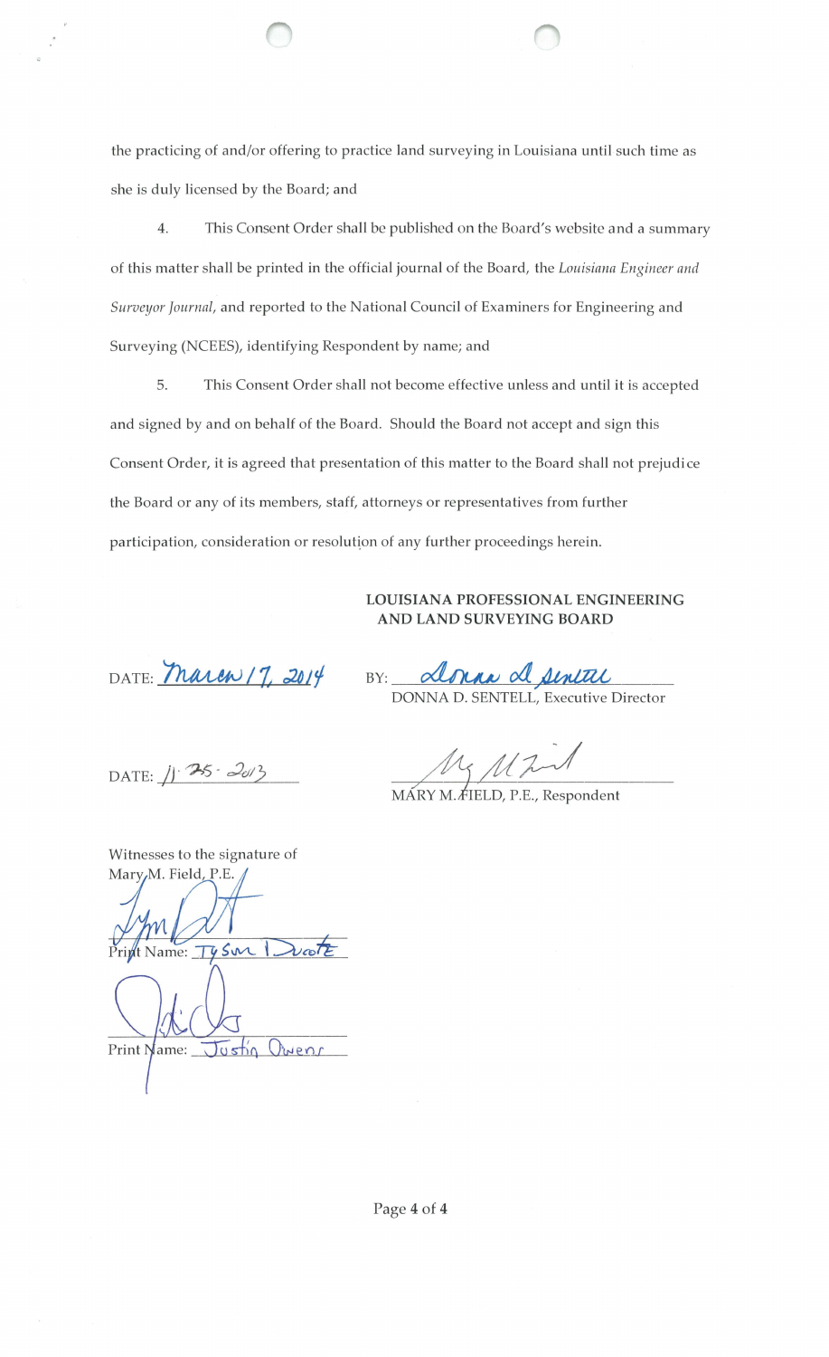the practicing of and/or offering to practice land surveying in Louisiana until such time as she is duly licensed by the Board; and

4. This Consent Order shall be published on the Board's website and a summary of this matter shall be printed in the official journal of the Board, the *Louisiana Engineer and Surveyor Journal*, and reported to the National Council of Examiners for Engineering and Surveying (NCEES), identifying Respondent by name; and

5. This Consent Order shall not become effective unless and until it is accepted and signed by and on behalf of the Board. Should the Board not accept and sign this Consent Order, it is agreed that presentation of this matter to the Board shall not prejudice the Board or any of its members, staff, attorneys or representatives from further participation, consideration or resolution of any further proceedings herein.

**LOUISIANA PROFESSIONAL ENGINEERING AND LAND SURVEYING BOARD**

DATE: March 17, 2014

BY: Donna D. Sentell
DONNA D. SENTELL, Executive Director

DATE: 11-25-2013

MARY M. FIELD, P.E., Respondent

Witnesses to the signature of Mary M. Field, P.E.

Print Name: Tyson Duote

Print Name: Justin Owens